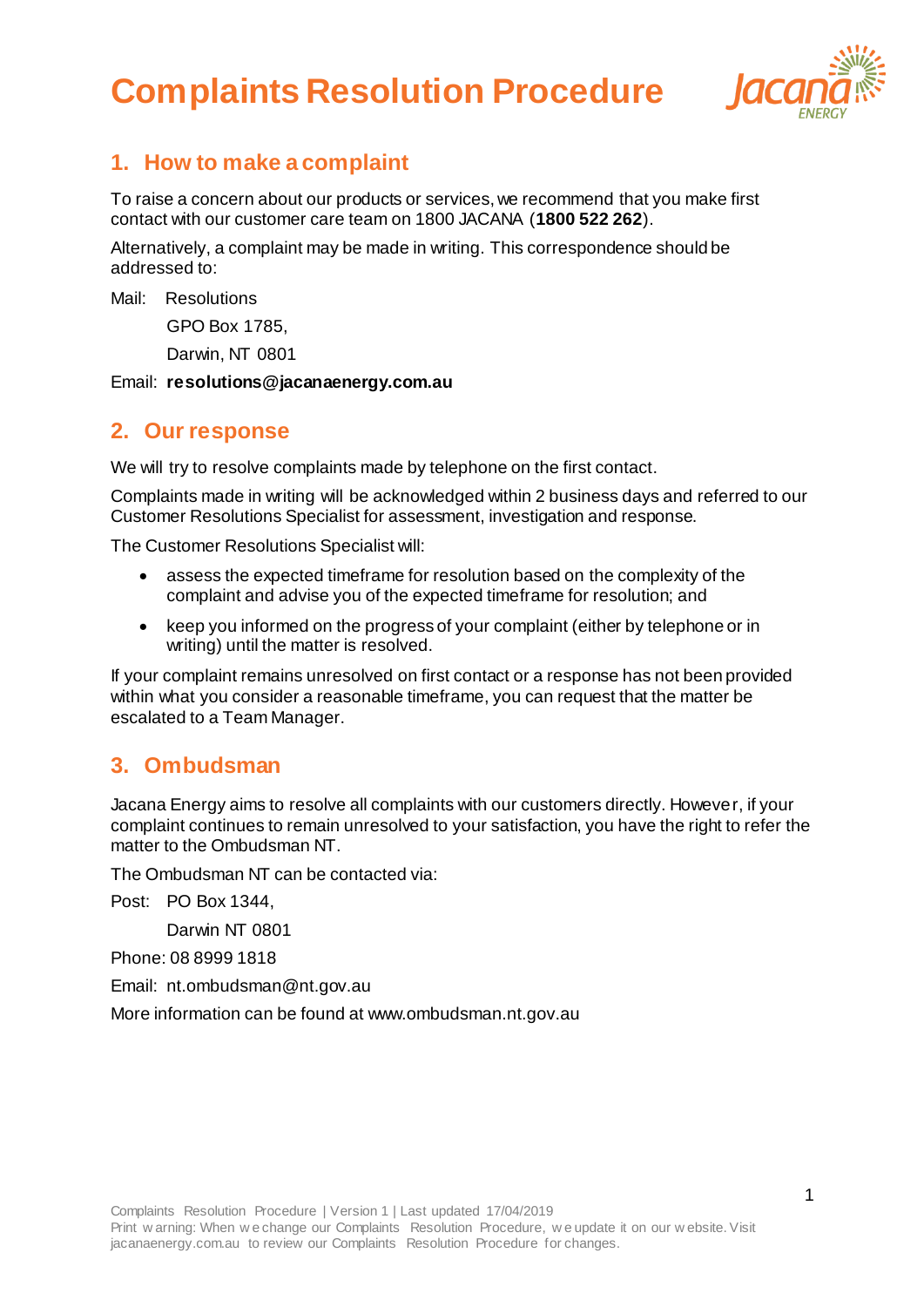# Complaints Resolution Procedure

## 1. How to make a complaint

To raise a concern about our products or services, we recommend that you make first contact with our customer care team on 1800 JACANA (**1800 522 262**).

Alternatively, a complaint may be made in writing. This correspondence should be addressed to:

Mail: Resolutions
GPO Box 1785,
Darwin, NT 0801

Email: **resolutions@jacanaenergy.com.au**

## 2. Our response

We will try to resolve complaints made by telephone on the first contact.

Complaints made in writing will be acknowledged within 2 business days and referred to our Customer Resolutions Specialist for assessment, investigation and response.

The Customer Resolutions Specialist will:

- assess the expected timeframe for resolution based on the complexity of the complaint and advise you of the expected timeframe for resolution; and
- keep you informed on the progress of your complaint (either by telephone or in writing) until the matter is resolved.

If your complaint remains unresolved on first contact or a response has not been provided within what you consider a reasonable timeframe, you can request that the matter be escalated to a Team Manager.

## 3. Ombudsman

Jacana Energy aims to resolve all complaints with our customers directly. However, if your complaint continues to remain unresolved to your satisfaction, you have the right to refer the matter to the Ombudsman NT.

The Ombudsman NT can be contacted via:

Post: PO Box 1344,
Darwin NT 0801

Phone: 08 8999 1818

Email: nt.ombudsman@nt.gov.au

More information can be found at www.ombudsman.nt.gov.au

Complaints Resolution Procedure | Version 1 | Last updated 17/04/2019
Print warning: When we change our Complaints Resolution Procedure, we update it on our website. Visit jacanaenergy.com.au to review our Complaints Resolution Procedure for changes.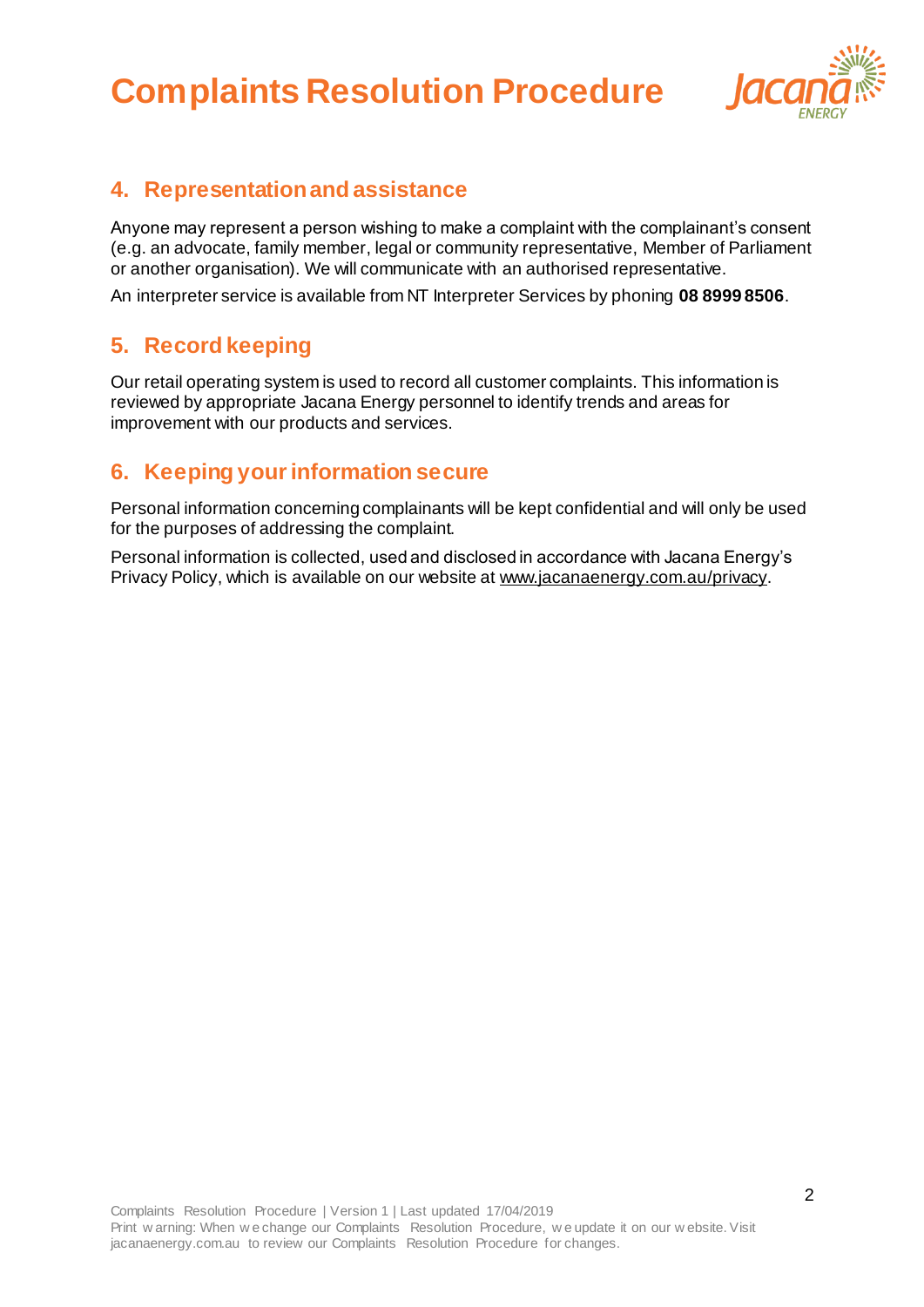## 4. Representation and assistance

Anyone may represent a person wishing to make a complaint with the complainant's consent (e.g. an advocate, family member, legal or community representative, Member of Parliament or another organisation). We will communicate with an authorised representative.

An interpreter service is available from NT Interpreter Services by phoning **08 8999 8506**.

## 5. Record keeping

Our retail operating system is used to record all customer complaints. This information is reviewed by appropriate Jacana Energy personnel to identify trends and areas for improvement with our products and services.

## 6. Keeping your information secure

Personal information concerning complainants will be kept confidential and will only be used for the purposes of addressing the complaint.

Personal information is collected, used and disclosed in accordance with Jacana Energy's Privacy Policy, which is available on our website at www.jacanaenergy.com.au/privacy.